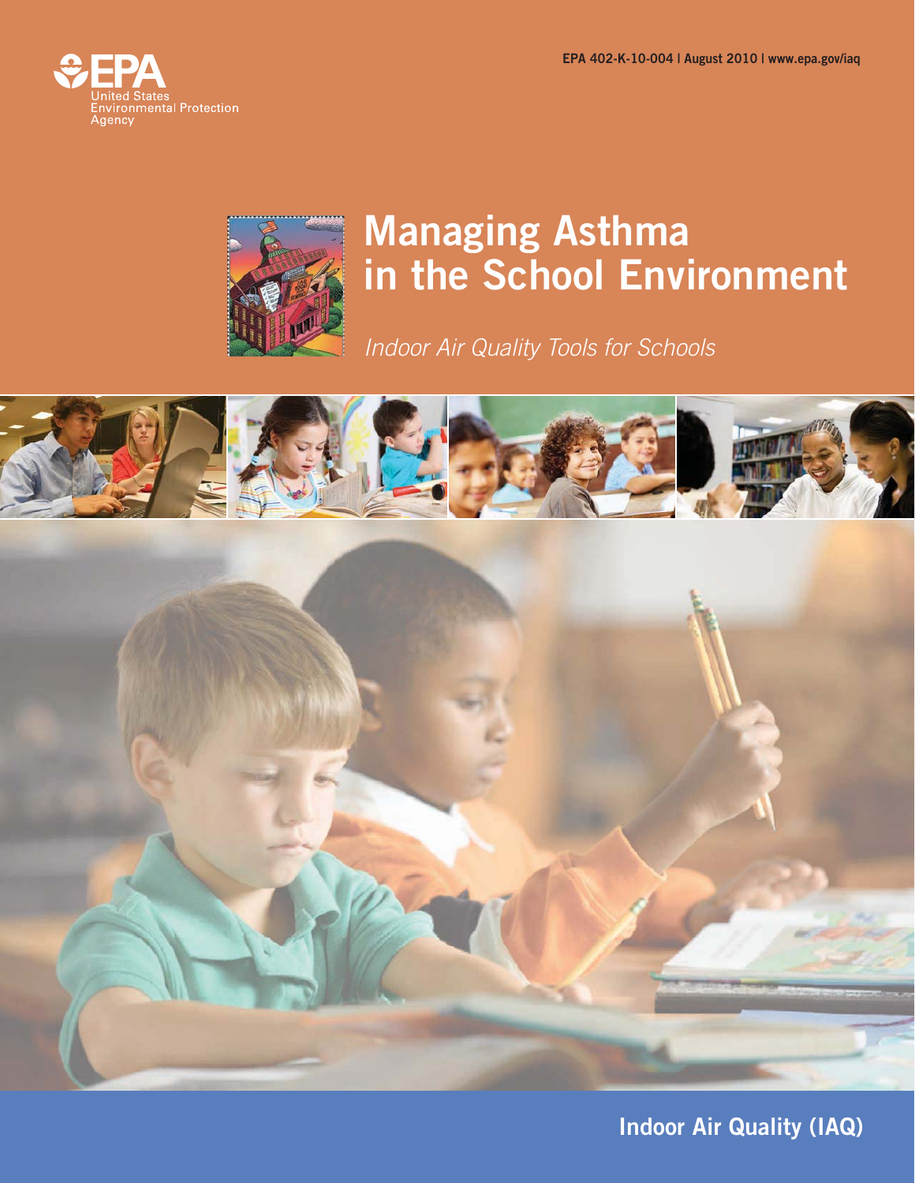EPA 402-K-10-004 | August 2010 | www.epa.gov/iaq

United States Environmental Protection Agency

# Managing Asthma in the School Environment

*Indoor Air Quality Tools for Schools*

**Indoor Air Quality (IAQ)**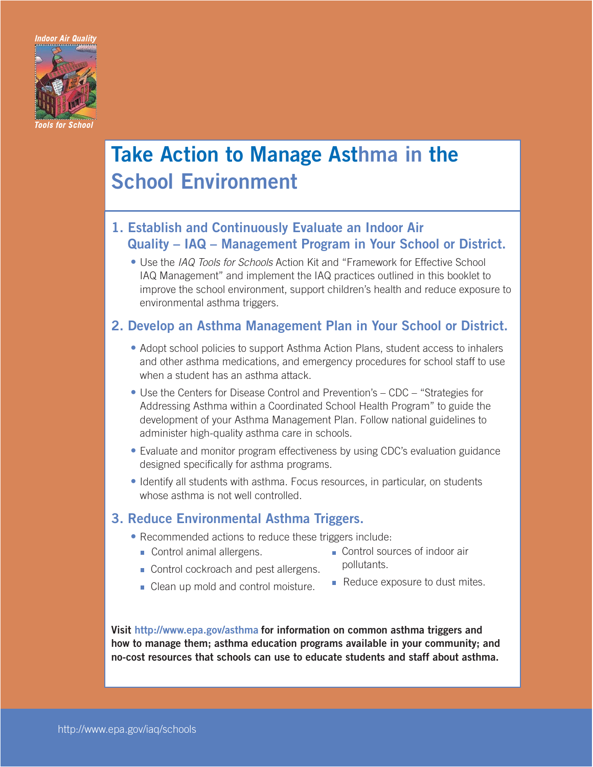Indoor Air Quality

Tools for School

# Take Action to Manage Asthma in the School Environment

## 1. Establish and Continuously Evaluate an Indoor Air Quality – IAQ – Management Program in Your School or District.

- Use the *IAQ Tools for Schools* Action Kit and "Framework for Effective School IAQ Management" and implement the IAQ practices outlined in this booklet to improve the school environment, support children's health and reduce exposure to environmental asthma triggers.

## 2. Develop an Asthma Management Plan in Your School or District.

- Adopt school policies to support Asthma Action Plans, student access to inhalers and other asthma medications, and emergency procedures for school staff to use when a student has an asthma attack.
- Use the Centers for Disease Control and Prevention's – CDC – "Strategies for Addressing Asthma within a Coordinated School Health Program" to guide the development of your Asthma Management Plan. Follow national guidelines to administer high-quality asthma care in schools.
- Evaluate and monitor program effectiveness by using CDC's evaluation guidance designed specifically for asthma programs.
- Identify all students with asthma. Focus resources, in particular, on students whose asthma is not well controlled.

## 3. Reduce Environmental Asthma Triggers.

- Recommended actions to reduce these triggers include:
  - Control animal allergens.
  - Control cockroach and pest allergens.
  - Clean up mold and control moisture.
  - Control sources of indoor air pollutants.
  - Reduce exposure to dust mites.

**Visit http://www.epa.gov/asthma for information on common asthma triggers and how to manage them; asthma education programs available in your community; and no-cost resources that schools can use to educate students and staff about asthma.**

http://www.epa.gov/iaq/schools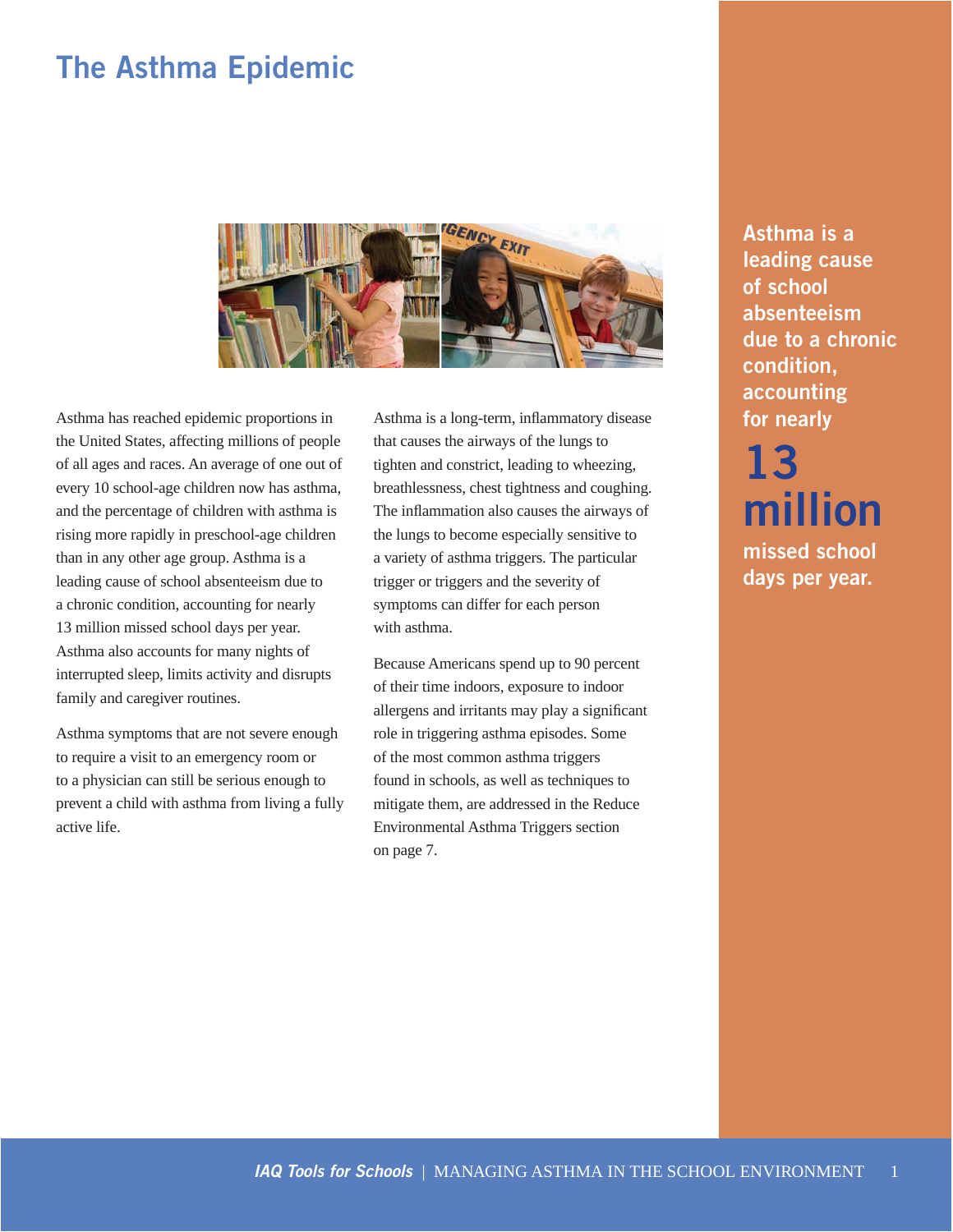# The Asthma Epidemic

Asthma has reached epidemic proportions in the United States, affecting millions of people of all ages and races. An average of one out of every 10 school-age children now has asthma, and the percentage of children with asthma is rising more rapidly in preschool-age children than in any other age group. Asthma is a leading cause of school absenteeism due to a chronic condition, accounting for nearly 13 million missed school days per year. Asthma also accounts for many nights of interrupted sleep, limits activity and disrupts family and caregiver routines.

Asthma symptoms that are not severe enough to require a visit to an emergency room or to a physician can still be serious enough to prevent a child with asthma from living a fully active life.

Asthma is a long-term, inflammatory disease that causes the airways of the lungs to tighten and constrict, leading to wheezing, breathlessness, chest tightness and coughing. The inflammation also causes the airways of the lungs to become especially sensitive to a variety of asthma triggers. The particular trigger or triggers and the severity of symptoms can differ for each person with asthma.

Because Americans spend up to 90 percent of their time indoors, exposure to indoor allergens and irritants may play a significant role in triggering asthma episodes. Some of the most common asthma triggers found in schools, as well as techniques to mitigate them, are addressed in the Reduce Environmental Asthma Triggers section on page 7.

**Asthma is a leading cause of school absenteeism due to a chronic condition, accounting for nearly**

**13 million**

**missed school days per year.**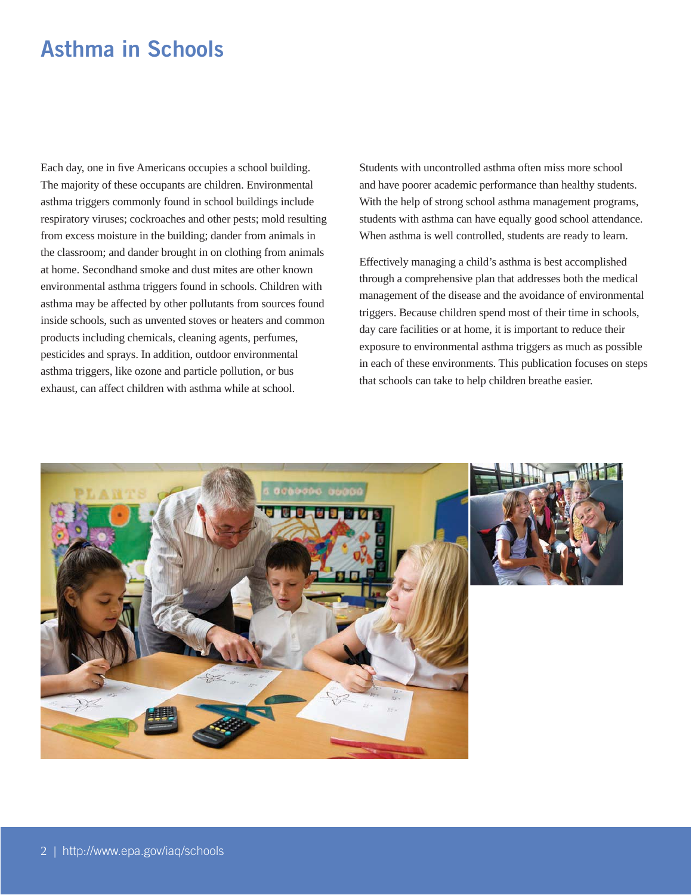# Asthma in Schools

Each day, one in five Americans occupies a school building. The majority of these occupants are children. Environmental asthma triggers commonly found in school buildings include respiratory viruses; cockroaches and other pests; mold resulting from excess moisture in the building; dander from animals in the classroom; and dander brought in on clothing from animals at home. Secondhand smoke and dust mites are other known environmental asthma triggers found in schools. Children with asthma may be affected by other pollutants from sources found inside schools, such as unvented stoves or heaters and common products including chemicals, cleaning agents, perfumes, pesticides and sprays. In addition, outdoor environmental asthma triggers, like ozone and particle pollution, or bus exhaust, can affect children with asthma while at school.

Students with uncontrolled asthma often miss more school and have poorer academic performance than healthy students. With the help of strong school asthma management programs, students with asthma can have equally good school attendance. When asthma is well controlled, students are ready to learn.

Effectively managing a child's asthma is best accomplished through a comprehensive plan that addresses both the medical management of the disease and the avoidance of environmental triggers. Because children spend most of their time in schools, day care facilities or at home, it is important to reduce their exposure to environmental asthma triggers as much as possible in each of these environments. This publication focuses on steps that schools can take to help children breathe easier.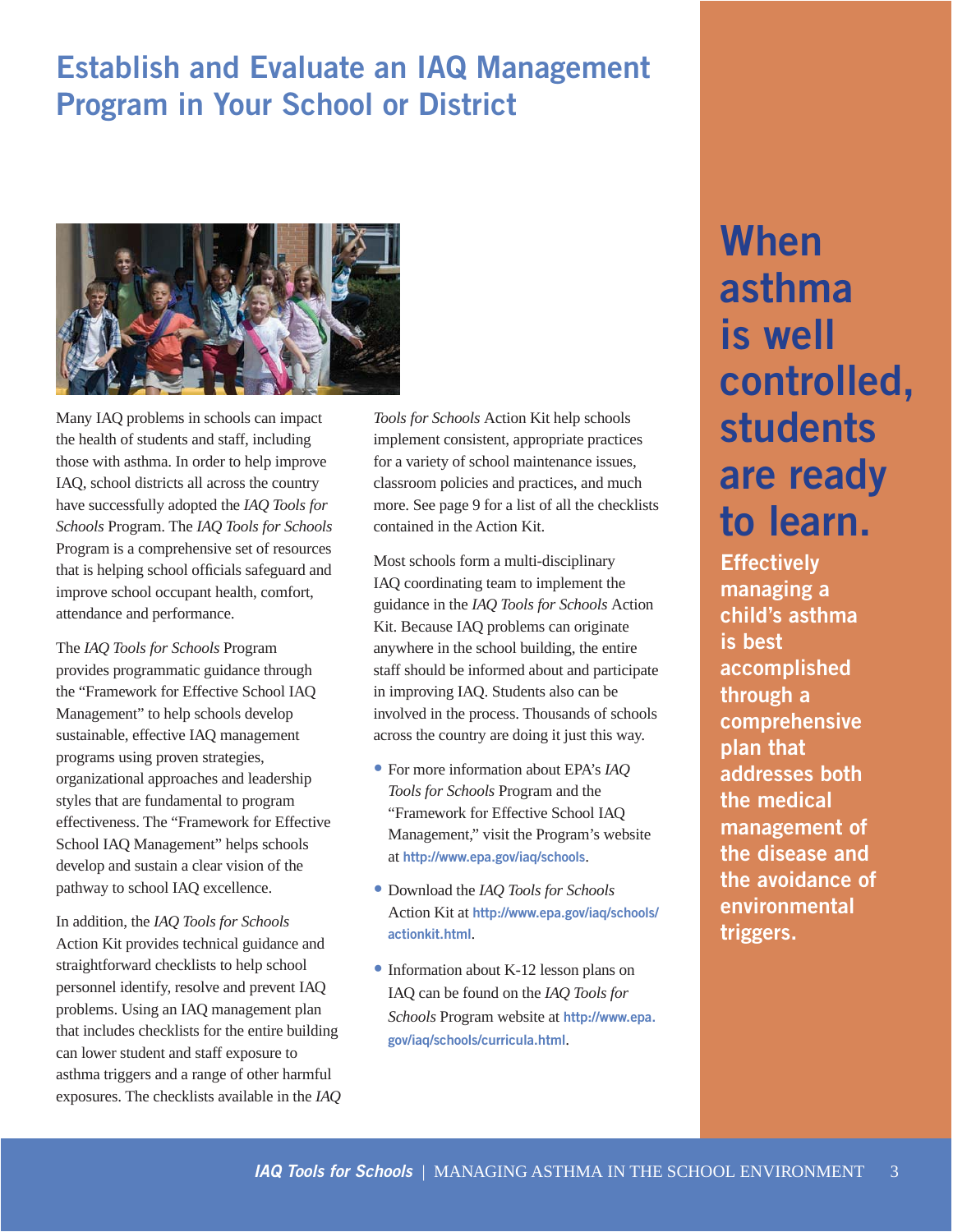# Establish and Evaluate an IAQ Management Program in Your School or District

Many IAQ problems in schools can impact the health of students and staff, including those with asthma. In order to help improve IAQ, school districts all across the country have successfully adopted the *IAQ Tools for Schools* Program. The *IAQ Tools for Schools* Program is a comprehensive set of resources that is helping school officials safeguard and improve school occupant health, comfort, attendance and performance.

The *IAQ Tools for Schools* Program provides programmatic guidance through the "Framework for Effective School IAQ Management" to help schools develop sustainable, effective IAQ management programs using proven strategies, organizational approaches and leadership styles that are fundamental to program effectiveness. The "Framework for Effective School IAQ Management" helps schools develop and sustain a clear vision of the pathway to school IAQ excellence.

In addition, the *IAQ Tools for Schools* Action Kit provides technical guidance and straightforward checklists to help school personnel identify, resolve and prevent IAQ problems. Using an IAQ management plan that includes checklists for the entire building can lower student and staff exposure to asthma triggers and a range of other harmful exposures. The checklists available in the *IAQ Tools for Schools* Action Kit help schools implement consistent, appropriate practices for a variety of school maintenance issues, classroom policies and practices, and much more. See page 9 for a list of all the checklists contained in the Action Kit.

Most schools form a multi-disciplinary IAQ coordinating team to implement the guidance in the *IAQ Tools for Schools* Action Kit. Because IAQ problems can originate anywhere in the school building, the entire staff should be informed about and participate in improving IAQ. Students also can be involved in the process. Thousands of schools across the country are doing it just this way.

- For more information about EPA's *IAQ Tools for Schools* Program and the "Framework for Effective School IAQ Management," visit the Program's website at http://www.epa.gov/iaq/schools.
- Download the *IAQ Tools for Schools* Action Kit at http://www.epa.gov/iaq/schools/actionkit.html.
- Information about K-12 lesson plans on IAQ can be found on the *IAQ Tools for Schools* Program website at http://www.epa.gov/iaq/schools/curricula.html.

**When asthma is well controlled, students are ready to learn.**

**Effectively managing a child's asthma is best accomplished through a comprehensive plan that addresses both the medical management of the disease and the avoidance of environmental triggers.**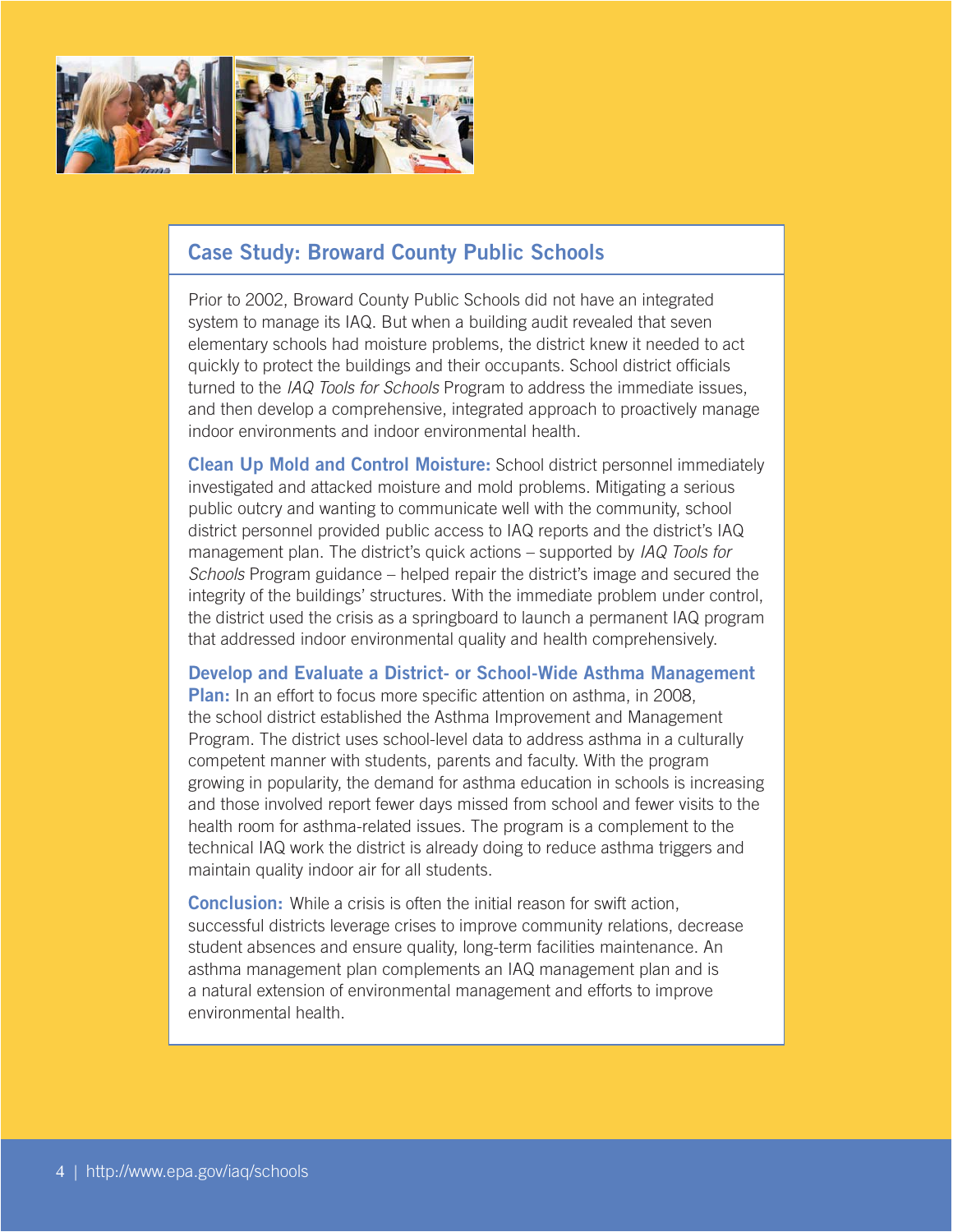## Case Study: Broward County Public Schools

Prior to 2002, Broward County Public Schools did not have an integrated system to manage its IAQ. But when a building audit revealed that seven elementary schools had moisture problems, the district knew it needed to act quickly to protect the buildings and their occupants. School district officials turned to the *IAQ Tools for Schools* Program to address the immediate issues, and then develop a comprehensive, integrated approach to proactively manage indoor environments and indoor environmental health.

**Clean Up Mold and Control Moisture:** School district personnel immediately investigated and attacked moisture and mold problems. Mitigating a serious public outcry and wanting to communicate well with the community, school district personnel provided public access to IAQ reports and the district's IAQ management plan. The district's quick actions – supported by *IAQ Tools for Schools* Program guidance – helped repair the district's image and secured the integrity of the buildings' structures. With the immediate problem under control, the district used the crisis as a springboard to launch a permanent IAQ program that addressed indoor environmental quality and health comprehensively.

**Develop and Evaluate a District- or School-Wide Asthma Management Plan:** In an effort to focus more specific attention on asthma, in 2008, the school district established the Asthma Improvement and Management Program. The district uses school-level data to address asthma in a culturally competent manner with students, parents and faculty. With the program growing in popularity, the demand for asthma education in schools is increasing and those involved report fewer days missed from school and fewer visits to the health room for asthma-related issues. The program is a complement to the technical IAQ work the district is already doing to reduce asthma triggers and maintain quality indoor air for all students.

**Conclusion:** While a crisis is often the initial reason for swift action, successful districts leverage crises to improve community relations, decrease student absences and ensure quality, long-term facilities maintenance. An asthma management plan complements an IAQ management plan and is a natural extension of environmental management and efforts to improve environmental health.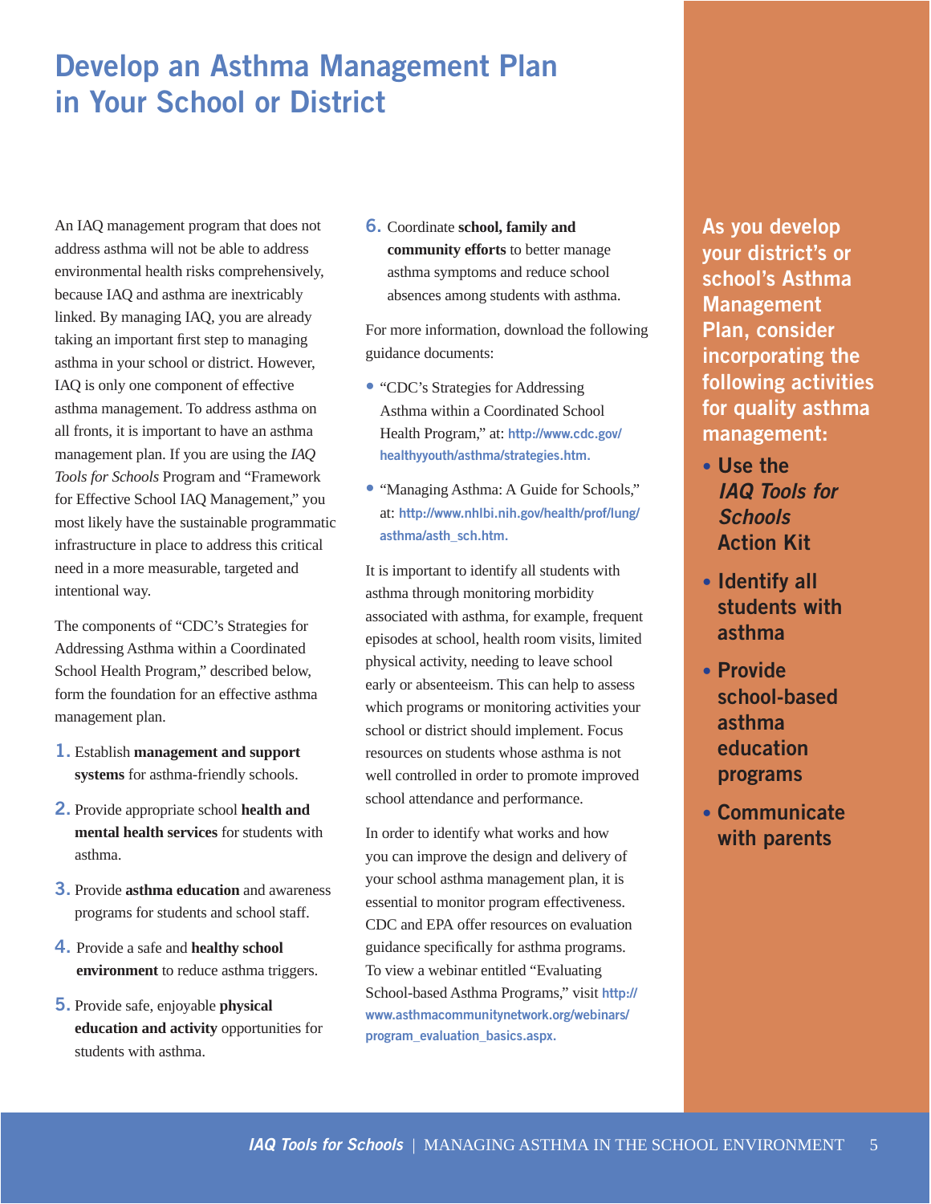# Develop an Asthma Management Plan in Your School or District

An IAQ management program that does not address asthma will not be able to address environmental health risks comprehensively, because IAQ and asthma are inextricably linked. By managing IAQ, you are already taking an important first step to managing asthma in your school or district. However, IAQ is only one component of effective asthma management. To address asthma on all fronts, it is important to have an asthma management plan. If you are using the *IAQ Tools for Schools* Program and "Framework for Effective School IAQ Management," you most likely have the sustainable programmatic infrastructure in place to address this critical need in a more measurable, targeted and intentional way.

The components of "CDC's Strategies for Addressing Asthma within a Coordinated School Health Program," described below, form the foundation for an effective asthma management plan.

1. Establish **management and support systems** for asthma-friendly schools.
2. Provide appropriate school **health and mental health services** for students with asthma.
3. Provide **asthma education** and awareness programs for students and school staff.
4. Provide a safe and **healthy school environment** to reduce asthma triggers.
5. Provide safe, enjoyable **physical education and activity** opportunities for students with asthma.
6. Coordinate **school, family and community efforts** to better manage asthma symptoms and reduce school absences among students with asthma.

For more information, download the following guidance documents:

- "CDC's Strategies for Addressing Asthma within a Coordinated School Health Program," at: http://www.cdc.gov/healthyyouth/asthma/strategies.htm.
- "Managing Asthma: A Guide for Schools," at: http://www.nhlbi.nih.gov/health/prof/lung/asthma/asth_sch.htm.

It is important to identify all students with asthma through monitoring morbidity associated with asthma, for example, frequent episodes at school, health room visits, limited physical activity, needing to leave school early or absenteeism. This can help to assess which programs or monitoring activities your school or district should implement. Focus resources on students whose asthma is not well controlled in order to promote improved school attendance and performance.

In order to identify what works and how you can improve the design and delivery of your school asthma management plan, it is essential to monitor program effectiveness. CDC and EPA offer resources on evaluation guidance specifically for asthma programs. To view a webinar entitled "Evaluating School-based Asthma Programs," visit http://www.asthmacommunitynetwork.org/webinars/program_evaluation_basics.aspx.

**As you develop your district's or school's Asthma Management Plan, consider incorporating the following activities for quality asthma management:**

- **Use the *IAQ Tools for Schools* Action Kit**
- **Identify all students with asthma**
- **Provide school-based asthma education programs**
- **Communicate with parents**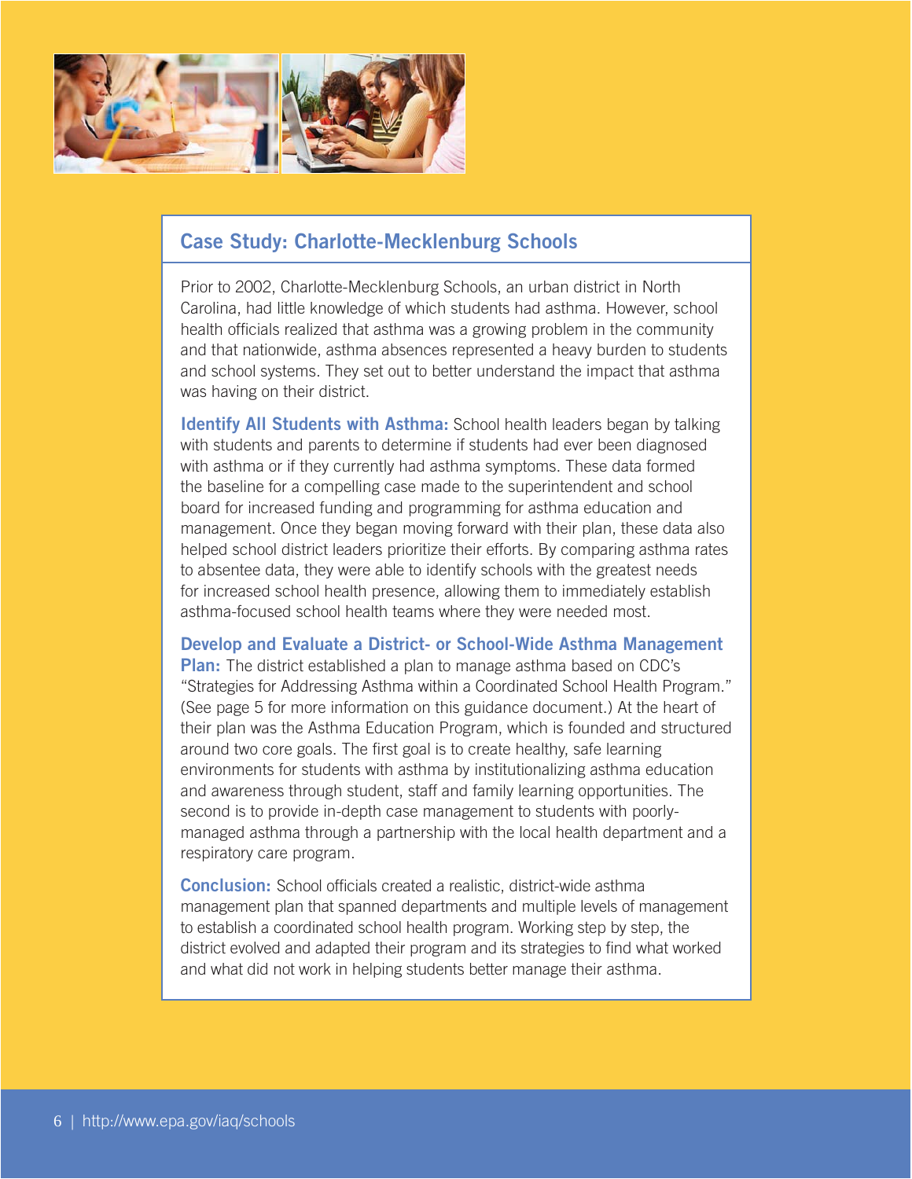## Case Study: Charlotte-Mecklenburg Schools

Prior to 2002, Charlotte-Mecklenburg Schools, an urban district in North Carolina, had little knowledge of which students had asthma. However, school health officials realized that asthma was a growing problem in the community and that nationwide, asthma absences represented a heavy burden to students and school systems. They set out to better understand the impact that asthma was having on their district.

**Identify All Students with Asthma:** School health leaders began by talking with students and parents to determine if students had ever been diagnosed with asthma or if they currently had asthma symptoms. These data formed the baseline for a compelling case made to the superintendent and school board for increased funding and programming for asthma education and management. Once they began moving forward with their plan, these data also helped school district leaders prioritize their efforts. By comparing asthma rates to absentee data, they were able to identify schools with the greatest needs for increased school health presence, allowing them to immediately establish asthma-focused school health teams where they were needed most.

**Develop and Evaluate a District- or School-Wide Asthma Management Plan:** The district established a plan to manage asthma based on CDC's "Strategies for Addressing Asthma within a Coordinated School Health Program." (See page 5 for more information on this guidance document.) At the heart of their plan was the Asthma Education Program, which is founded and structured around two core goals. The first goal is to create healthy, safe learning environments for students with asthma by institutionalizing asthma education and awareness through student, staff and family learning opportunities. The second is to provide in-depth case management to students with poorly-managed asthma through a partnership with the local health department and a respiratory care program.

**Conclusion:** School officials created a realistic, district-wide asthma management plan that spanned departments and multiple levels of management to establish a coordinated school health program. Working step by step, the district evolved and adapted their program and its strategies to find what worked and what did not work in helping students better manage their asthma.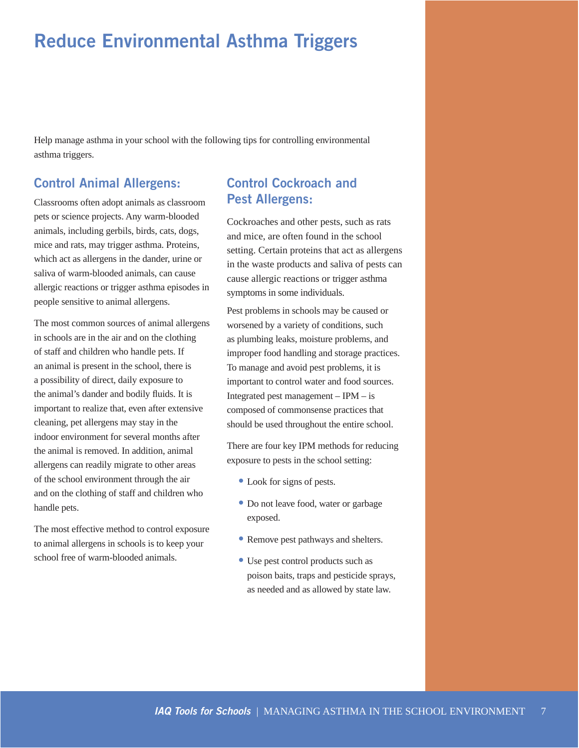# Reduce Environmental Asthma Triggers

Help manage asthma in your school with the following tips for controlling environmental asthma triggers.

## Control Animal Allergens:

Classrooms often adopt animals as classroom pets or science projects. Any warm-blooded animals, including gerbils, birds, cats, dogs, mice and rats, may trigger asthma. Proteins, which act as allergens in the dander, urine or saliva of warm-blooded animals, can cause allergic reactions or trigger asthma episodes in people sensitive to animal allergens.

The most common sources of animal allergens in schools are in the air and on the clothing of staff and children who handle pets. If an animal is present in the school, there is a possibility of direct, daily exposure to the animal's dander and bodily fluids. It is important to realize that, even after extensive cleaning, pet allergens may stay in the indoor environment for several months after the animal is removed. In addition, animal allergens can readily migrate to other areas of the school environment through the air and on the clothing of staff and children who handle pets.

The most effective method to control exposure to animal allergens in schools is to keep your school free of warm-blooded animals.

## Control Cockroach and Pest Allergens:

Cockroaches and other pests, such as rats and mice, are often found in the school setting. Certain proteins that act as allergens in the waste products and saliva of pests can cause allergic reactions or trigger asthma symptoms in some individuals.

Pest problems in schools may be caused or worsened by a variety of conditions, such as plumbing leaks, moisture problems, and improper food handling and storage practices. To manage and avoid pest problems, it is important to control water and food sources. Integrated pest management – IPM – is composed of commonsense practices that should be used throughout the entire school.

There are four key IPM methods for reducing exposure to pests in the school setting:

- Look for signs of pests.
- Do not leave food, water or garbage exposed.
- Remove pest pathways and shelters.
- Use pest control products such as poison baits, traps and pesticide sprays, as needed and as allowed by state law.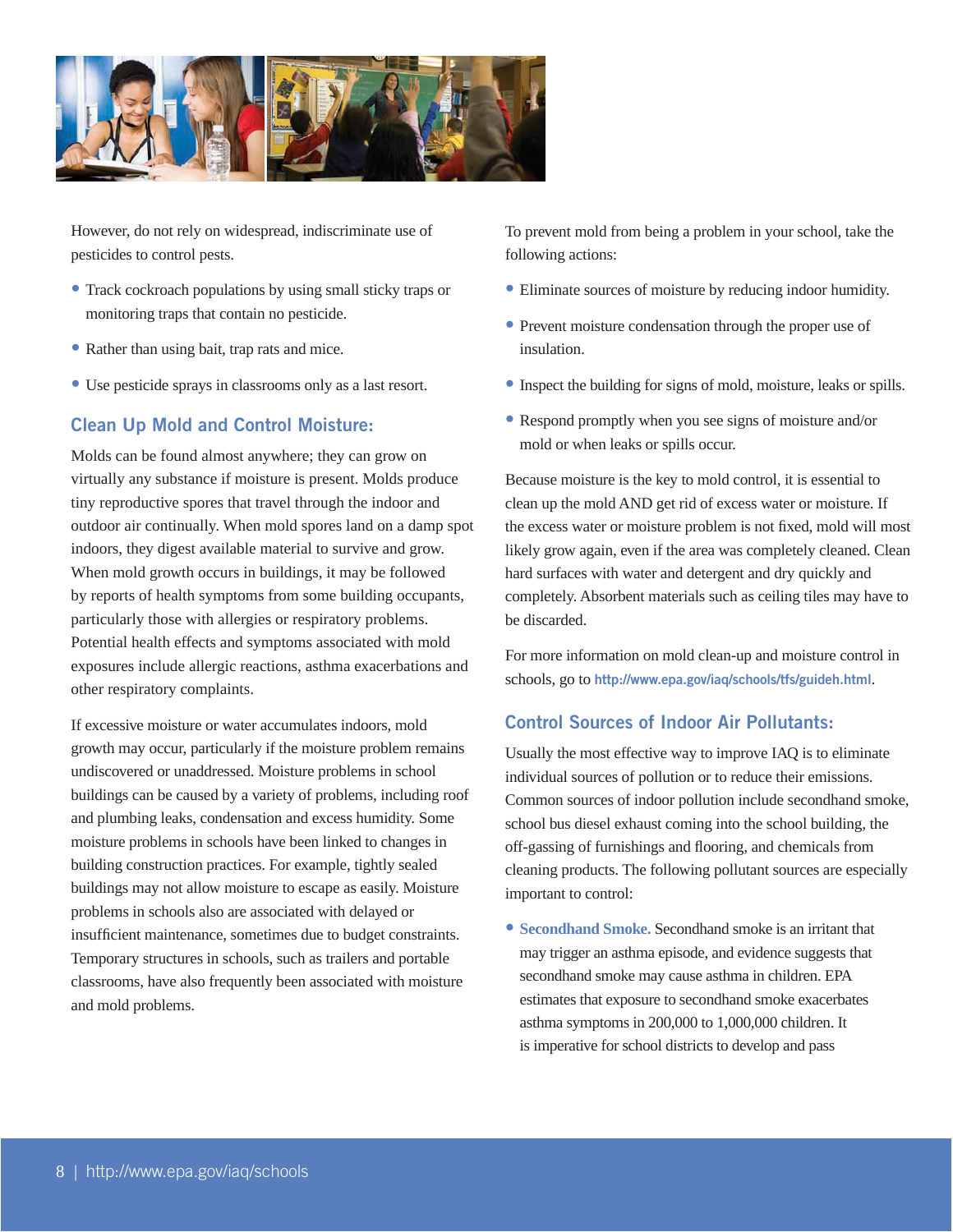However, do not rely on widespread, indiscriminate use of pesticides to control pests.

- Track cockroach populations by using small sticky traps or monitoring traps that contain no pesticide.
- Rather than using bait, trap rats and mice.
- Use pesticide sprays in classrooms only as a last resort.

### Clean Up Mold and Control Moisture:

Molds can be found almost anywhere; they can grow on virtually any substance if moisture is present. Molds produce tiny reproductive spores that travel through the indoor and outdoor air continually. When mold spores land on a damp spot indoors, they digest available material to survive and grow. When mold growth occurs in buildings, it may be followed by reports of health symptoms from some building occupants, particularly those with allergies or respiratory problems. Potential health effects and symptoms associated with mold exposures include allergic reactions, asthma exacerbations and other respiratory complaints.

If excessive moisture or water accumulates indoors, mold growth may occur, particularly if the moisture problem remains undiscovered or unaddressed. Moisture problems in school buildings can be caused by a variety of problems, including roof and plumbing leaks, condensation and excess humidity. Some moisture problems in schools have been linked to changes in building construction practices. For example, tightly sealed buildings may not allow moisture to escape as easily. Moisture problems in schools also are associated with delayed or insufficient maintenance, sometimes due to budget constraints. Temporary structures in schools, such as trailers and portable classrooms, have also frequently been associated with moisture and mold problems.

To prevent mold from being a problem in your school, take the following actions:

- Eliminate sources of moisture by reducing indoor humidity.
- Prevent moisture condensation through the proper use of insulation.
- Inspect the building for signs of mold, moisture, leaks or spills.
- Respond promptly when you see signs of moisture and/or mold or when leaks or spills occur.

Because moisture is the key to mold control, it is essential to clean up the mold AND get rid of excess water or moisture. If the excess water or moisture problem is not fixed, mold will most likely grow again, even if the area was completely cleaned. Clean hard surfaces with water and detergent and dry quickly and completely. Absorbent materials such as ceiling tiles may have to be discarded.

For more information on mold clean-up and moisture control in schools, go to http://www.epa.gov/iaq/schools/tfs/guideh.html.

### Control Sources of Indoor Air Pollutants:

Usually the most effective way to improve IAQ is to eliminate individual sources of pollution or to reduce their emissions. Common sources of indoor pollution include secondhand smoke, school bus diesel exhaust coming into the school building, the off-gassing of furnishings and flooring, and chemicals from cleaning products. The following pollutant sources are especially important to control:

- **Secondhand Smoke.** Secondhand smoke is an irritant that may trigger an asthma episode, and evidence suggests that secondhand smoke may cause asthma in children. EPA estimates that exposure to secondhand smoke exacerbates asthma symptoms in 200,000 to 1,000,000 children. It is imperative for school districts to develop and pass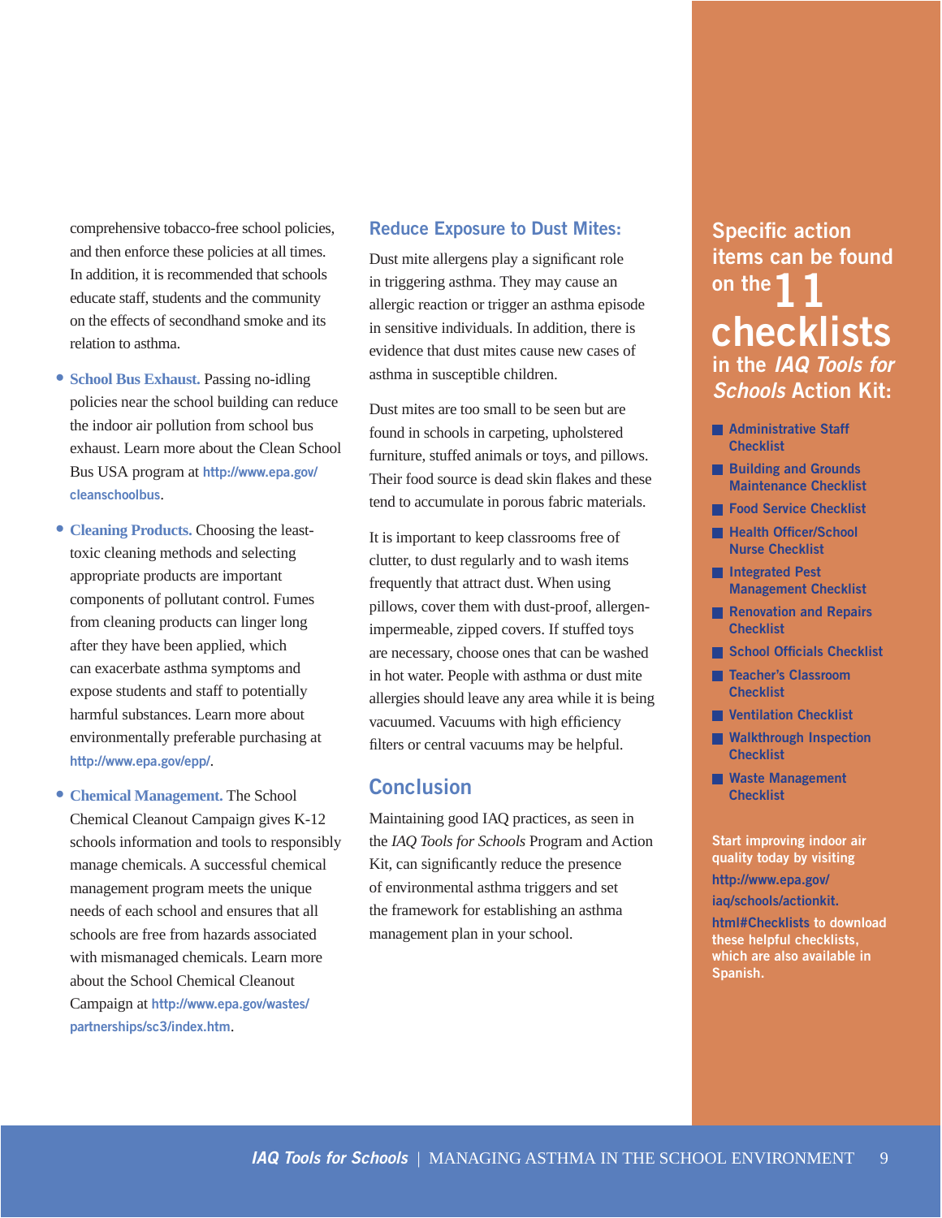comprehensive tobacco-free school policies, and then enforce these policies at all times. In addition, it is recommended that schools educate staff, students and the community on the effects of secondhand smoke and its relation to asthma.

- **School Bus Exhaust.** Passing no-idling policies near the school building can reduce the indoor air pollution from school bus exhaust. Learn more about the Clean School Bus USA program at http://www.epa.gov/cleanschoolbus.
- **Cleaning Products.** Choosing the least-toxic cleaning methods and selecting appropriate products are important components of pollutant control. Fumes from cleaning products can linger long after they have been applied, which can exacerbate asthma symptoms and expose students and staff to potentially harmful substances. Learn more about environmentally preferable purchasing at http://www.epa.gov/epp/.
- **Chemical Management.** The School Chemical Cleanout Campaign gives K-12 schools information and tools to responsibly manage chemicals. A successful chemical management program meets the unique needs of each school and ensures that all schools are free from hazards associated with mismanaged chemicals. Learn more about the School Chemical Cleanout Campaign at http://www.epa.gov/wastes/partnerships/sc3/index.htm.

## Reduce Exposure to Dust Mites:

Dust mite allergens play a significant role in triggering asthma. They may cause an allergic reaction or trigger an asthma episode in sensitive individuals. In addition, there is evidence that dust mites cause new cases of asthma in susceptible children.

Dust mites are too small to be seen but are found in schools in carpeting, upholstered furniture, stuffed animals or toys, and pillows. Their food source is dead skin flakes and these tend to accumulate in porous fabric materials.

It is important to keep classrooms free of clutter, to dust regularly and to wash items frequently that attract dust. When using pillows, cover them with dust-proof, allergen-impermeable, zipped covers. If stuffed toys are necessary, choose ones that can be washed in hot water. People with asthma or dust mite allergies should leave any area while it is being vacuumed. Vacuums with high efficiency filters or central vacuums may be helpful.

## Conclusion

Maintaining good IAQ practices, as seen in the *IAQ Tools for Schools* Program and Action Kit, can significantly reduce the presence of environmental asthma triggers and set the framework for establishing an asthma management plan in your school.

## Specific action items can be found on the 11 checklists in the *IAQ Tools for Schools* Action Kit:

- Administrative Staff Checklist
- Building and Grounds Maintenance Checklist
- Food Service Checklist
- Health Officer/School Nurse Checklist
- Integrated Pest Management Checklist
- Renovation and Repairs Checklist
- School Officials Checklist
- Teacher's Classroom Checklist
- Ventilation Checklist
- Walkthrough Inspection Checklist
- Waste Management Checklist

**Start improving indoor air quality today by visiting http://www.epa.gov/iaq/schools/actionkit.html#Checklists to download these helpful checklists, which are also available in Spanish.**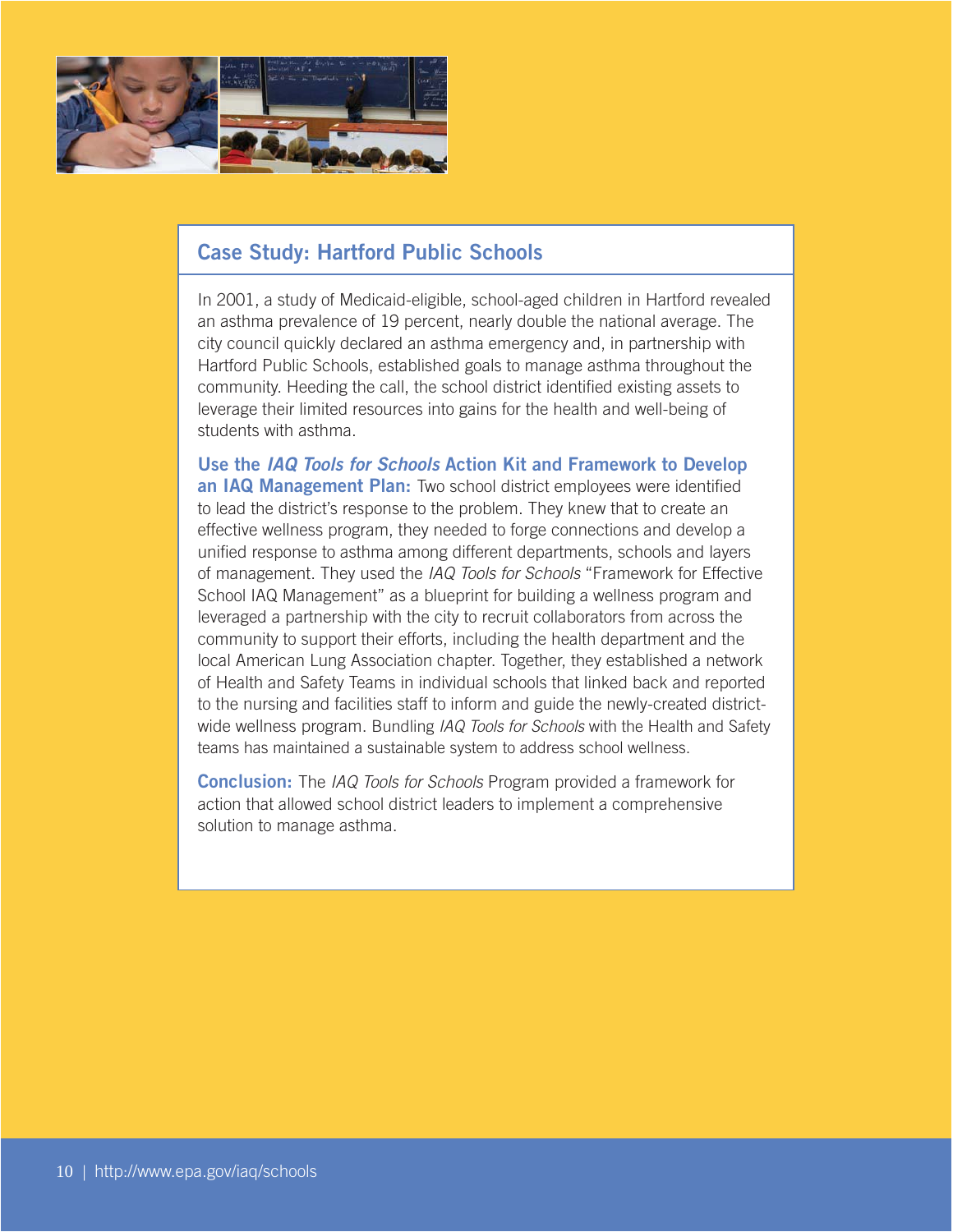## Case Study: Hartford Public Schools

In 2001, a study of Medicaid-eligible, school-aged children in Hartford revealed an asthma prevalence of 19 percent, nearly double the national average. The city council quickly declared an asthma emergency and, in partnership with Hartford Public Schools, established goals to manage asthma throughout the community. Heeding the call, the school district identified existing assets to leverage their limited resources into gains for the health and well-being of students with asthma.

**Use the *IAQ Tools for Schools* Action Kit and Framework to Develop an IAQ Management Plan:** Two school district employees were identified to lead the district's response to the problem. They knew that to create an effective wellness program, they needed to forge connections and develop a unified response to asthma among different departments, schools and layers of management. They used the *IAQ Tools for Schools* "Framework for Effective School IAQ Management" as a blueprint for building a wellness program and leveraged a partnership with the city to recruit collaborators from across the community to support their efforts, including the health department and the local American Lung Association chapter. Together, they established a network of Health and Safety Teams in individual schools that linked back and reported to the nursing and facilities staff to inform and guide the newly-created district-wide wellness program. Bundling *IAQ Tools for Schools* with the Health and Safety teams has maintained a sustainable system to address school wellness.

**Conclusion:** The *IAQ Tools for Schools* Program provided a framework for action that allowed school district leaders to implement a comprehensive solution to manage asthma.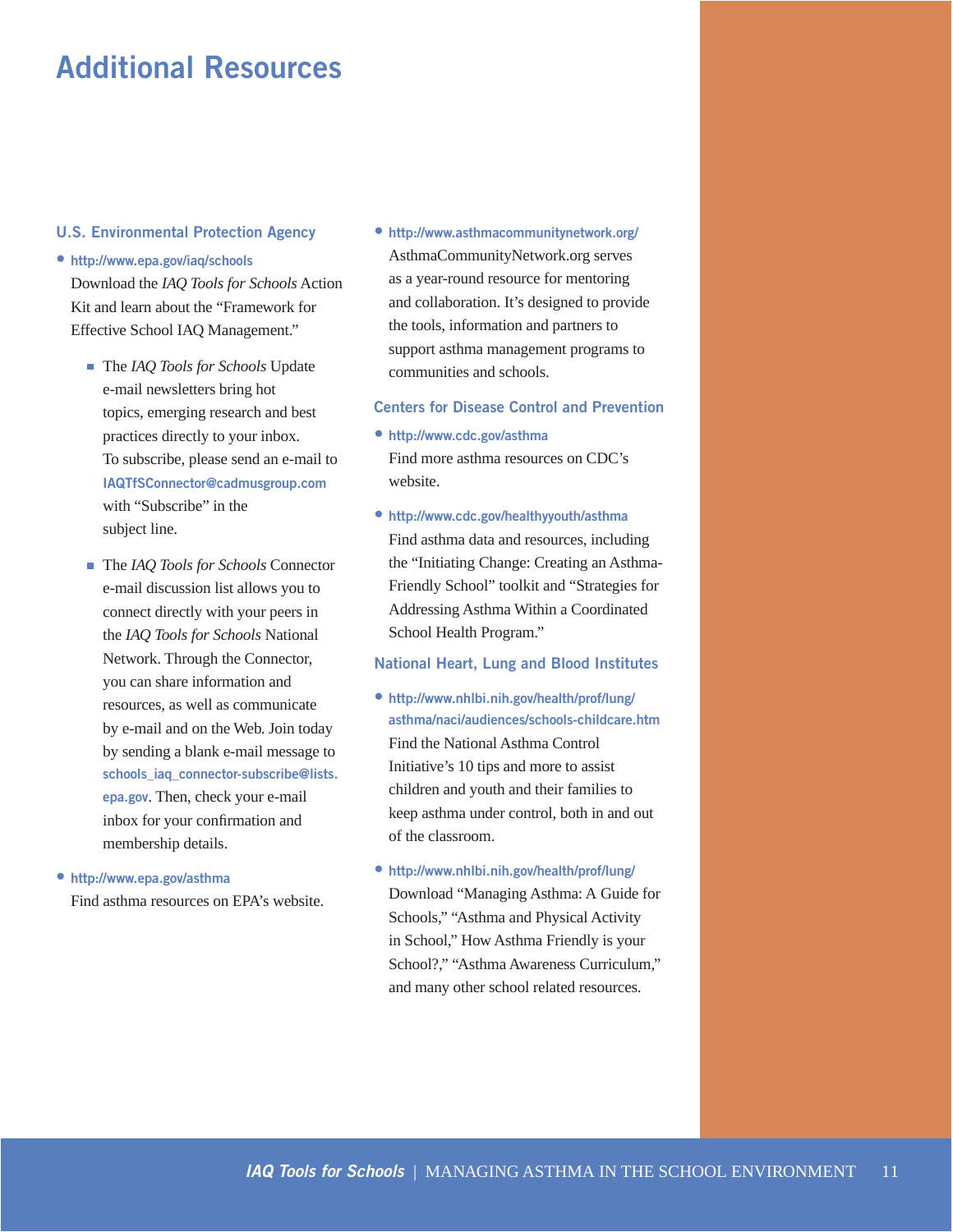# Additional Resources

## U.S. Environmental Protection Agency

- http://www.epa.gov/iaq/schools
  Download the *IAQ Tools for Schools* Action Kit and learn about the "Framework for Effective School IAQ Management."
  - The *IAQ Tools for Schools* Update e-mail newsletters bring hot topics, emerging research and best practices directly to your inbox. To subscribe, please send an e-mail to IAQTfSConnector@cadmusgroup.com with "Subscribe" in the subject line.
  - The *IAQ Tools for Schools* Connector e-mail discussion list allows you to connect directly with your peers in the *IAQ Tools for Schools* National Network. Through the Connector, you can share information and resources, as well as communicate by e-mail and on the Web. Join today by sending a blank e-mail message to schools_iaq_connector-subscribe@lists.epa.gov. Then, check your e-mail inbox for your confirmation and membership details.
- http://www.epa.gov/asthma
  Find asthma resources on EPA's website.
- http://www.asthmacommunitynetwork.org/
  AsthmaCommunityNetwork.org serves as a year-round resource for mentoring and collaboration. It's designed to provide the tools, information and partners to support asthma management programs to communities and schools.

## Centers for Disease Control and Prevention

- http://www.cdc.gov/asthma
  Find more asthma resources on CDC's website.
- http://www.cdc.gov/healthyyouth/asthma
  Find asthma data and resources, including the "Initiating Change: Creating an Asthma-Friendly School" toolkit and "Strategies for Addressing Asthma Within a Coordinated School Health Program."

## National Heart, Lung and Blood Institutes

- http://www.nhlbi.nih.gov/health/prof/lung/asthma/naci/audiences/schools-childcare.htm
  Find the National Asthma Control Initiative's 10 tips and more to assist children and youth and their families to keep asthma under control, both in and out of the classroom.
- http://www.nhlbi.nih.gov/health/prof/lung/
  Download "Managing Asthma: A Guide for Schools," "Asthma and Physical Activity in School," How Asthma Friendly is your School?," "Asthma Awareness Curriculum," and many other school related resources.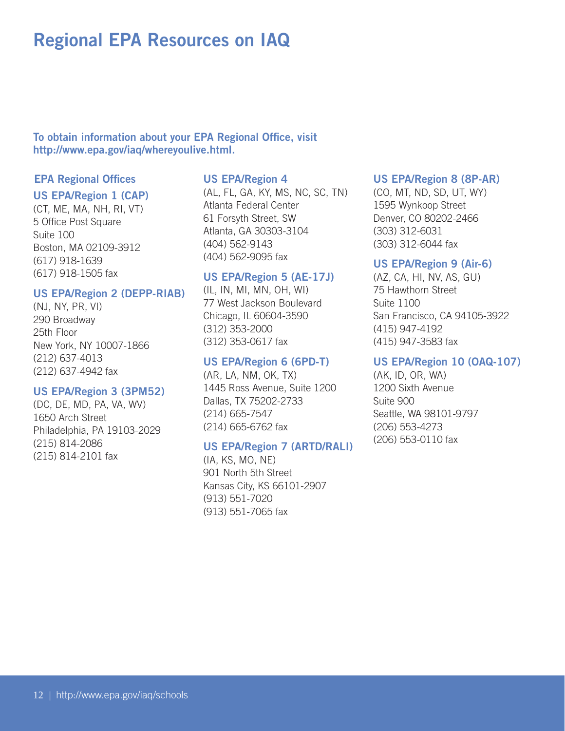# Regional EPA Resources on IAQ

**To obtain information about your EPA Regional Office, visit http://www.epa.gov/iaq/whereyoulive.html.**

## EPA Regional Offices

### US EPA/Region 1 (CAP)

(CT, ME, MA, NH, RI, VT)
5 Office Post Square
Suite 100
Boston, MA 02109-3912
(617) 918-1639
(617) 918-1505 fax

### US EPA/Region 2 (DEPP-RIAB)

(NJ, NY, PR, VI)
290 Broadway
25th Floor
New York, NY 10007-1866
(212) 637-4013
(212) 637-4942 fax

### US EPA/Region 3 (3PM52)

(DC, DE, MD, PA, VA, WV)
1650 Arch Street
Philadelphia, PA 19103-2029
(215) 814-2086
(215) 814-2101 fax

### US EPA/Region 4

(AL, FL, GA, KY, MS, NC, SC, TN)
Atlanta Federal Center
61 Forsyth Street, SW
Atlanta, GA 30303-3104
(404) 562-9143
(404) 562-9095 fax

### US EPA/Region 5 (AE-17J)

(IL, IN, MI, MN, OH, WI)
77 West Jackson Boulevard
Chicago, IL 60604-3590
(312) 353-2000
(312) 353-0617 fax

### US EPA/Region 6 (6PD-T)

(AR, LA, NM, OK, TX)
1445 Ross Avenue, Suite 1200
Dallas, TX 75202-2733
(214) 665-7547
(214) 665-6762 fax

### US EPA/Region 7 (ARTD/RALI)

(IA, KS, MO, NE)
901 North 5th Street
Kansas City, KS 66101-2907
(913) 551-7020
(913) 551-7065 fax

### US EPA/Region 8 (8P-AR)

(CO, MT, ND, SD, UT, WY)
1595 Wynkoop Street
Denver, CO 80202-2466
(303) 312-6031
(303) 312-6044 fax

### US EPA/Region 9 (Air-6)

(AZ, CA, HI, NV, AS, GU)
75 Hawthorn Street
Suite 1100
San Francisco, CA 94105-3922
(415) 947-4192
(415) 947-3583 fax

### US EPA/Region 10 (OAQ-107)

(AK, ID, OR, WA)
1200 Sixth Avenue
Suite 900
Seattle, WA 98101-9797
(206) 553-4273
(206) 553-0110 fax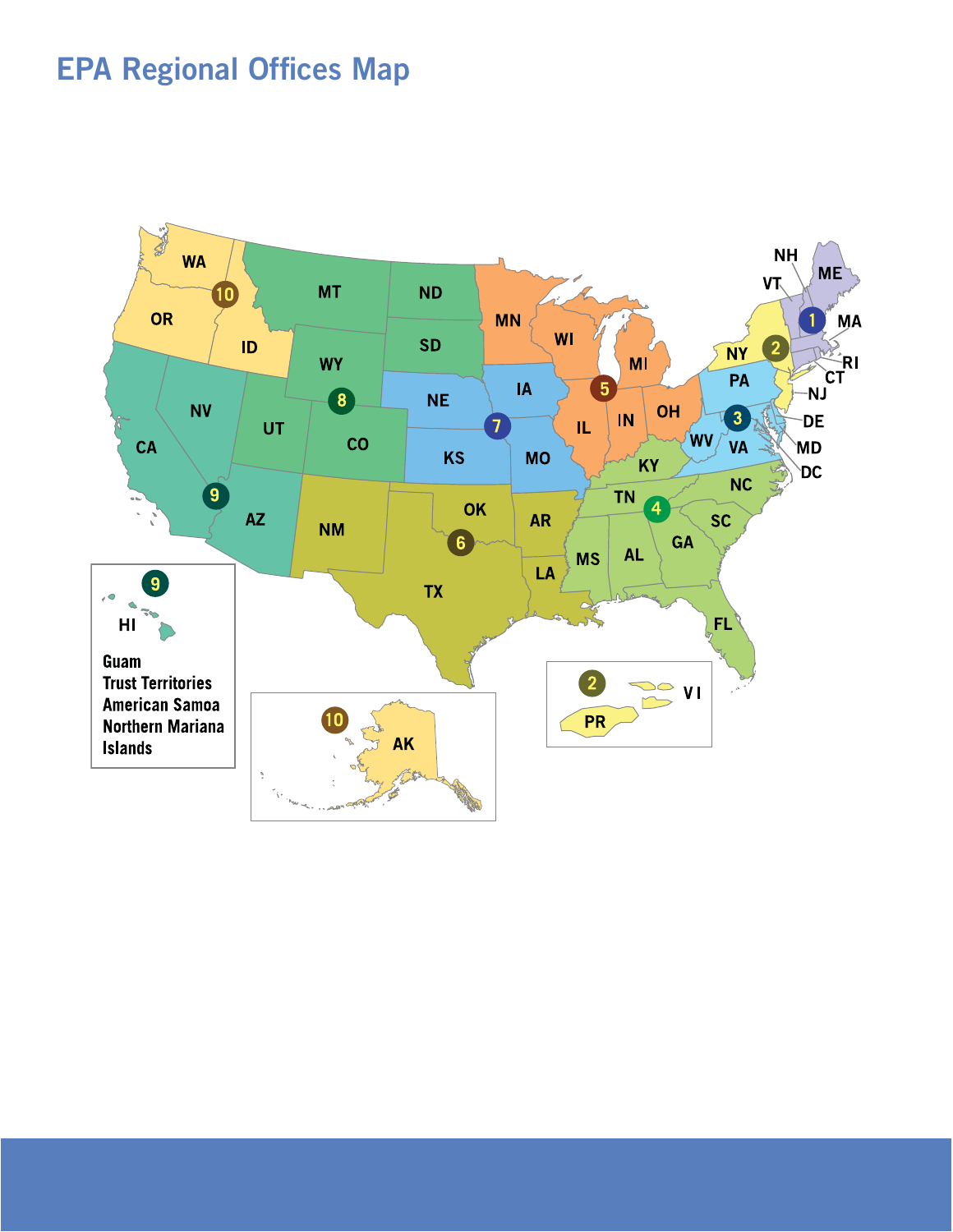# EPA Regional Offices Map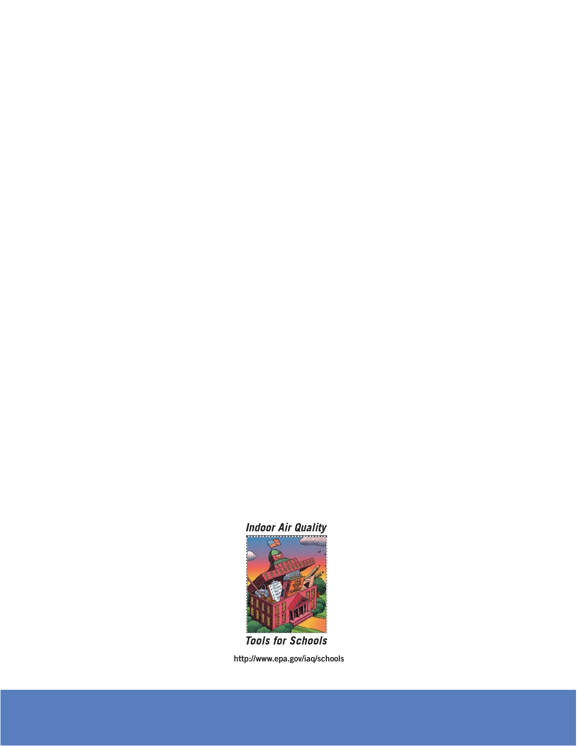*Indoor Air Quality*

*Tools for Schools*

http://www.epa.gov/iaq/schools